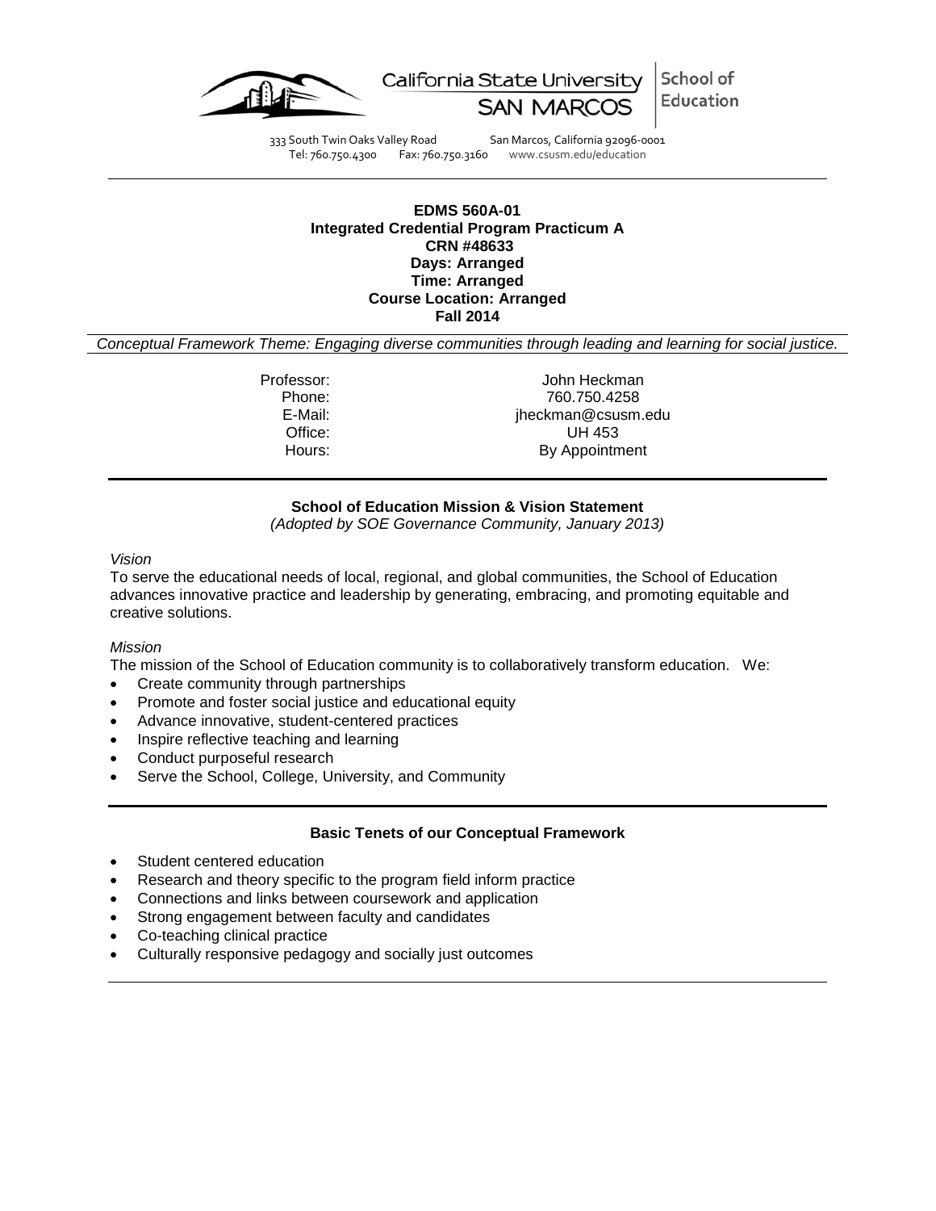California State University SAN MARCOS | School of Education

333 South Twin Oaks Valley Road San Marcos, California 92096-0001
Tel: 760.750.4300 Fax: 760.750.3160 www.csusm.edu/education

**EDMS 560A-01**
**Integrated Credential Program Practicum A**
**CRN #48633**
**Days: Arranged**
**Time: Arranged**
**Course Location: Arranged**
**Fall 2014**

*Conceptual Framework Theme: Engaging diverse communities through leading and learning for social justice.*

| | |
|---|---|
| Professor: | John Heckman |
| Phone: | 760.750.4258 |
| E-Mail: | jheckman@csusm.edu |
| Office: | UH 453 |
| Hours: | By Appointment |

**School of Education Mission & Vision Statement**
*(Adopted by SOE Governance Community, January 2013)*

*Vision*
To serve the educational needs of local, regional, and global communities, the School of Education advances innovative practice and leadership by generating, embracing, and promoting equitable and creative solutions.

*Mission*
The mission of the School of Education community is to collaboratively transform education. We:

- Create community through partnerships
- Promote and foster social justice and educational equity
- Advance innovative, student-centered practices
- Inspire reflective teaching and learning
- Conduct purposeful research
- Serve the School, College, University, and Community

**Basic Tenets of our Conceptual Framework**

- Student centered education
- Research and theory specific to the program field inform practice
- Connections and links between coursework and application
- Strong engagement between faculty and candidates
- Co-teaching clinical practice
- Culturally responsive pedagogy and socially just outcomes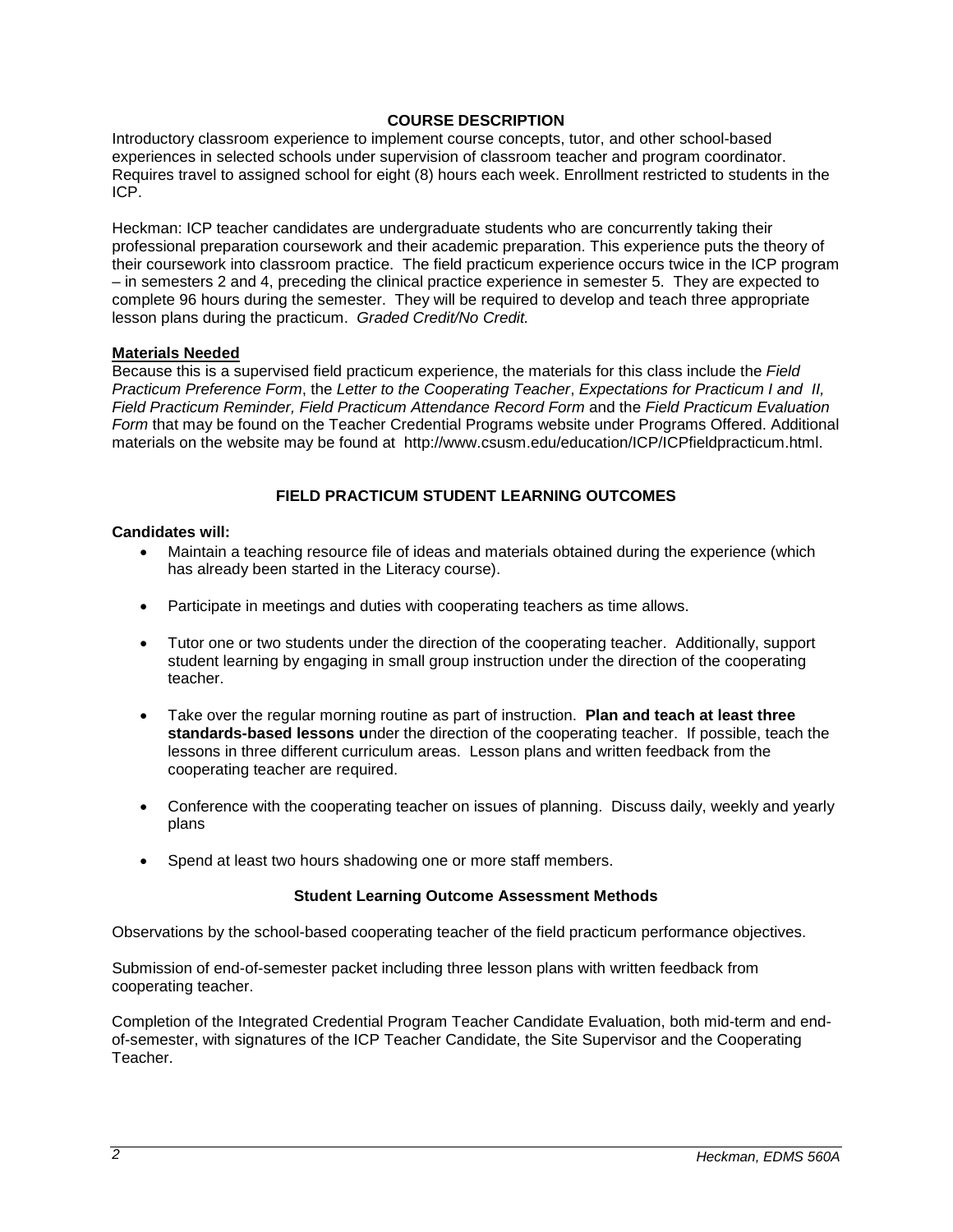## COURSE DESCRIPTION

Introductory classroom experience to implement course concepts, tutor, and other school-based experiences in selected schools under supervision of classroom teacher and program coordinator. Requires travel to assigned school for eight (8) hours each week. Enrollment restricted to students in the ICP.

Heckman: ICP teacher candidates are undergraduate students who are concurrently taking their professional preparation coursework and their academic preparation. This experience puts the theory of their coursework into classroom practice. The field practicum experience occurs twice in the ICP program – in semesters 2 and 4, preceding the clinical practice experience in semester 5. They are expected to complete 96 hours during the semester. They will be required to develop and teach three appropriate lesson plans during the practicum. *Graded Credit/No Credit.*

### Materials Needed

Because this is a supervised field practicum experience, the materials for this class include the *Field Practicum Preference Form*, the *Letter to the Cooperating Teacher*, *Expectations for Practicum I and II, Field Practicum Reminder, Field Practicum Attendance Record Form* and the *Field Practicum Evaluation Form* that may be found on the Teacher Credential Programs website under Programs Offered. Additional materials on the website may be found at http://www.csusm.edu/education/ICP/ICPfieldpracticum.html.

## FIELD PRACTICUM STUDENT LEARNING OUTCOMES

**Candidates will:**

- Maintain a teaching resource file of ideas and materials obtained during the experience (which has already been started in the Literacy course).
- Participate in meetings and duties with cooperating teachers as time allows.
- Tutor one or two students under the direction of the cooperating teacher. Additionally, support student learning by engaging in small group instruction under the direction of the cooperating teacher.
- Take over the regular morning routine as part of instruction. **Plan and teach at least three standards-based lessons u**nder the direction of the cooperating teacher. If possible, teach the lessons in three different curriculum areas. Lesson plans and written feedback from the cooperating teacher are required.
- Conference with the cooperating teacher on issues of planning. Discuss daily, weekly and yearly plans
- Spend at least two hours shadowing one or more staff members.

### Student Learning Outcome Assessment Methods

Observations by the school-based cooperating teacher of the field practicum performance objectives.

Submission of end-of-semester packet including three lesson plans with written feedback from cooperating teacher.

Completion of the Integrated Credential Program Teacher Candidate Evaluation, both mid-term and end-of-semester, with signatures of the ICP Teacher Candidate, the Site Supervisor and the Cooperating Teacher.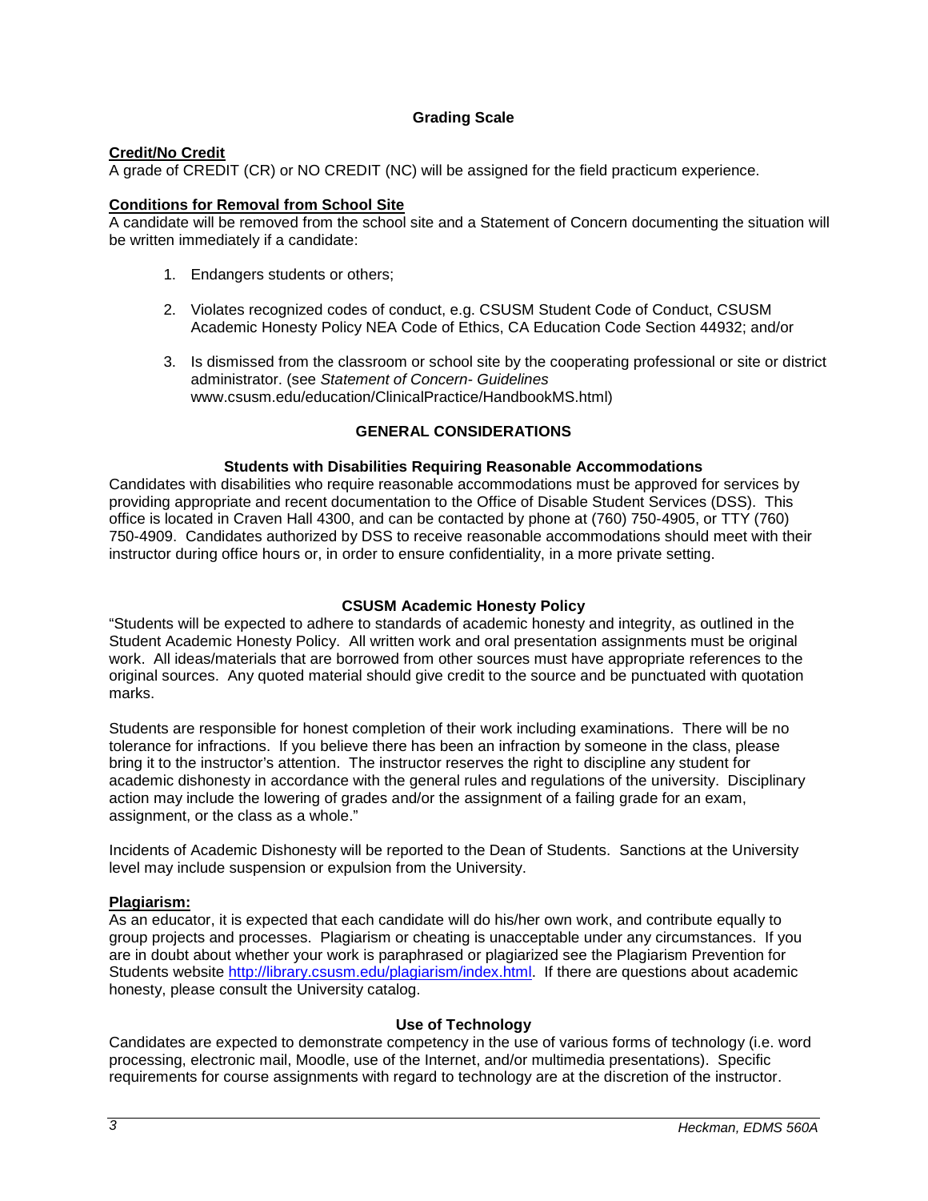## Grading Scale

**Credit/No Credit**
A grade of CREDIT (CR) or NO CREDIT (NC) will be assigned for the field practicum experience.

**Conditions for Removal from School Site**
A candidate will be removed from the school site and a Statement of Concern documenting the situation will be written immediately if a candidate:

1. Endangers students or others;
2. Violates recognized codes of conduct, e.g. CSUSM Student Code of Conduct, CSUSM Academic Honesty Policy NEA Code of Ethics, CA Education Code Section 44932; and/or
3. Is dismissed from the classroom or school site by the cooperating professional or site or district administrator. (see *Statement of Concern- Guidelines* www.csusm.edu/education/ClinicalPractice/HandbookMS.html)

## GENERAL CONSIDERATIONS

### Students with Disabilities Requiring Reasonable Accommodations

Candidates with disabilities who require reasonable accommodations must be approved for services by providing appropriate and recent documentation to the Office of Disable Student Services (DSS). This office is located in Craven Hall 4300, and can be contacted by phone at (760) 750-4905, or TTY (760) 750-4909. Candidates authorized by DSS to receive reasonable accommodations should meet with their instructor during office hours or, in order to ensure confidentiality, in a more private setting.

### CSUSM Academic Honesty Policy

"Students will be expected to adhere to standards of academic honesty and integrity, as outlined in the Student Academic Honesty Policy. All written work and oral presentation assignments must be original work. All ideas/materials that are borrowed from other sources must have appropriate references to the original sources. Any quoted material should give credit to the source and be punctuated with quotation marks.

Students are responsible for honest completion of their work including examinations. There will be no tolerance for infractions. If you believe there has been an infraction by someone in the class, please bring it to the instructor's attention. The instructor reserves the right to discipline any student for academic dishonesty in accordance with the general rules and regulations of the university. Disciplinary action may include the lowering of grades and/or the assignment of a failing grade for an exam, assignment, or the class as a whole."

Incidents of Academic Dishonesty will be reported to the Dean of Students. Sanctions at the University level may include suspension or expulsion from the University.

**Plagiarism:**
As an educator, it is expected that each candidate will do his/her own work, and contribute equally to group projects and processes. Plagiarism or cheating is unacceptable under any circumstances. If you are in doubt about whether your work is paraphrased or plagiarized see the Plagiarism Prevention for Students website http://library.csusm.edu/plagiarism/index.html. If there are questions about academic honesty, please consult the University catalog.

### Use of Technology

Candidates are expected to demonstrate competency in the use of various forms of technology (i.e. word processing, electronic mail, Moodle, use of the Internet, and/or multimedia presentations). Specific requirements for course assignments with regard to technology are at the discretion of the instructor.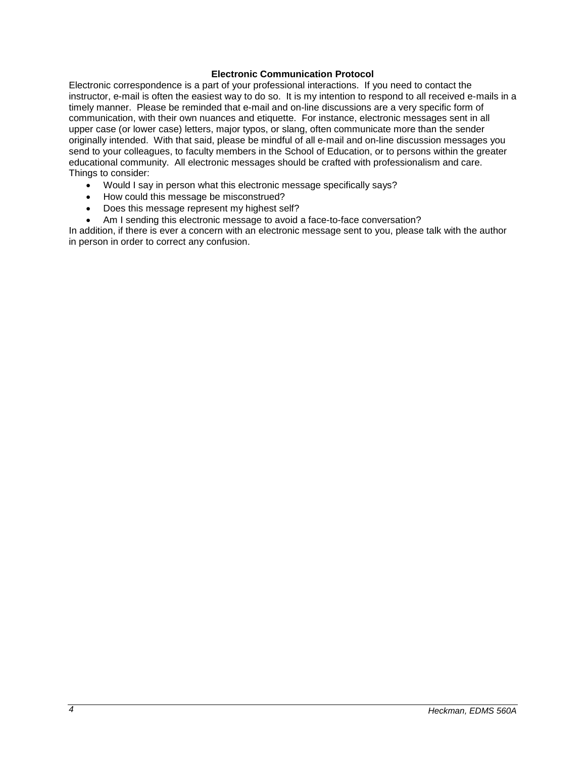**Electronic Communication Protocol**

Electronic correspondence is a part of your professional interactions. If you need to contact the instructor, e-mail is often the easiest way to do so. It is my intention to respond to all received e-mails in a timely manner. Please be reminded that e-mail and on-line discussions are a very specific form of communication, with their own nuances and etiquette. For instance, electronic messages sent in all upper case (or lower case) letters, major typos, or slang, often communicate more than the sender originally intended. With that said, please be mindful of all e-mail and on-line discussion messages you send to your colleagues, to faculty members in the School of Education, or to persons within the greater educational community. All electronic messages should be crafted with professionalism and care.
Things to consider:

- Would I say in person what this electronic message specifically says?
- How could this message be misconstrued?
- Does this message represent my highest self?
- Am I sending this electronic message to avoid a face-to-face conversation?

In addition, if there is ever a concern with an electronic message sent to you, please talk with the author in person in order to correct any confusion.